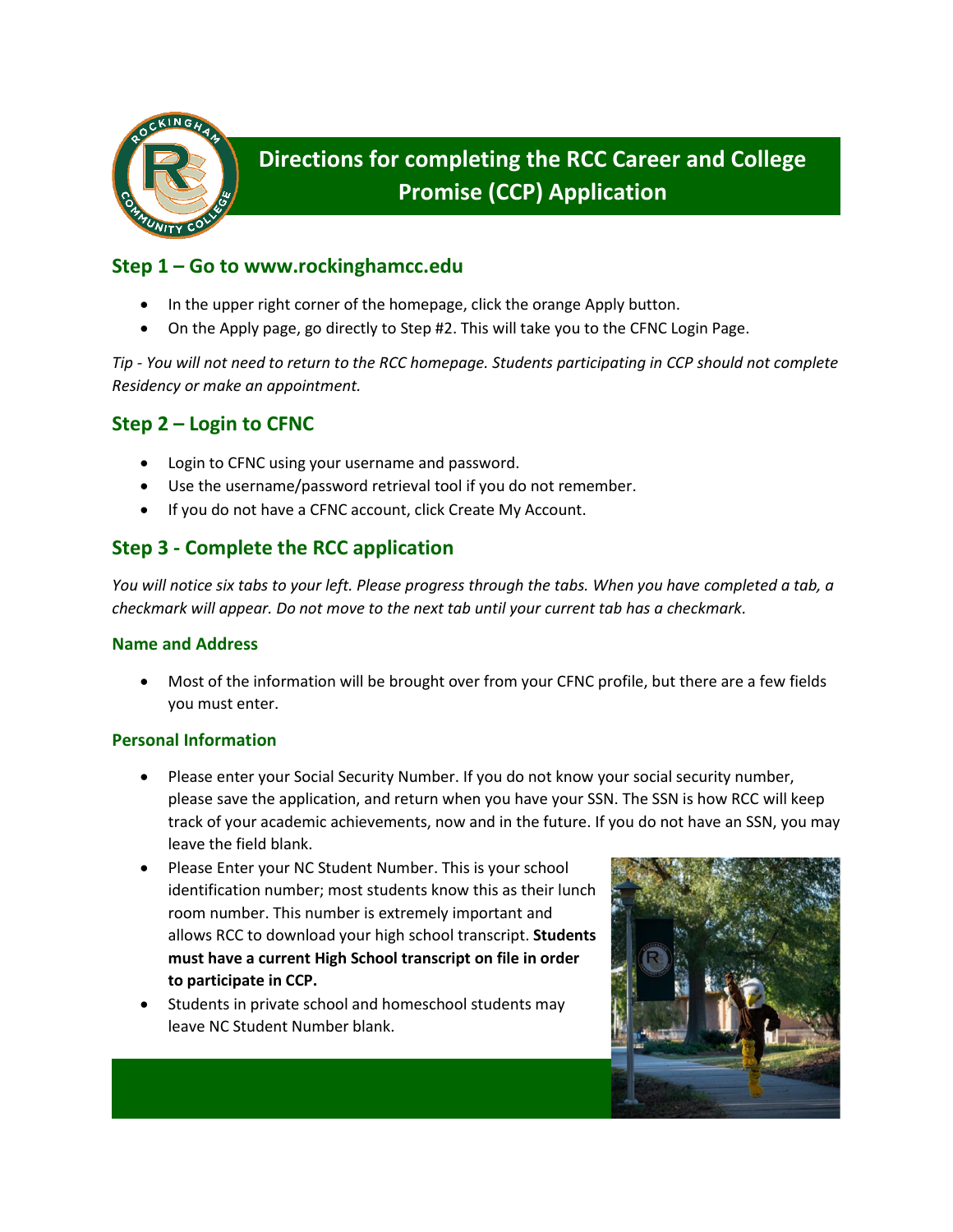# Directions for completing the RCC Career and College Promise (CCP) Application

## Step 1 – Go to www.rockinghamcc.edu

- In the upper right corner of the homepage, click the orange Apply button.
- On the Apply page, go directly to Step #2. This will take you to the CFNC Login Page.

*Tip - You will not need to return to the RCC homepage. Students participating in CCP should not complete Residency or make an appointment.*

## Step 2 – Login to CFNC

- Login to CFNC using your username and password.
- Use the username/password retrieval tool if you do not remember.
- If you do not have a CFNC account, click Create My Account.

## Step 3 - Complete the RCC application

*You will notice six tabs to your left. Please progress through the tabs. When you have completed a tab, a checkmark will appear. Do not move to the next tab until your current tab has a checkmark.*

### Name and Address

- Most of the information will be brought over from your CFNC profile, but there are a few fields you must enter.

### Personal Information

- Please enter your Social Security Number. If you do not know your social security number, please save the application, and return when you have your SSN. The SSN is how RCC will keep track of your academic achievements, now and in the future. If you do not have an SSN, you may leave the field blank.
- Please Enter your NC Student Number. This is your school identification number; most students know this as their lunch room number. This number is extremely important and allows RCC to download your high school transcript. **Students must have a current High School transcript on file in order to participate in CCP.**
- Students in private school and homeschool students may leave NC Student Number blank.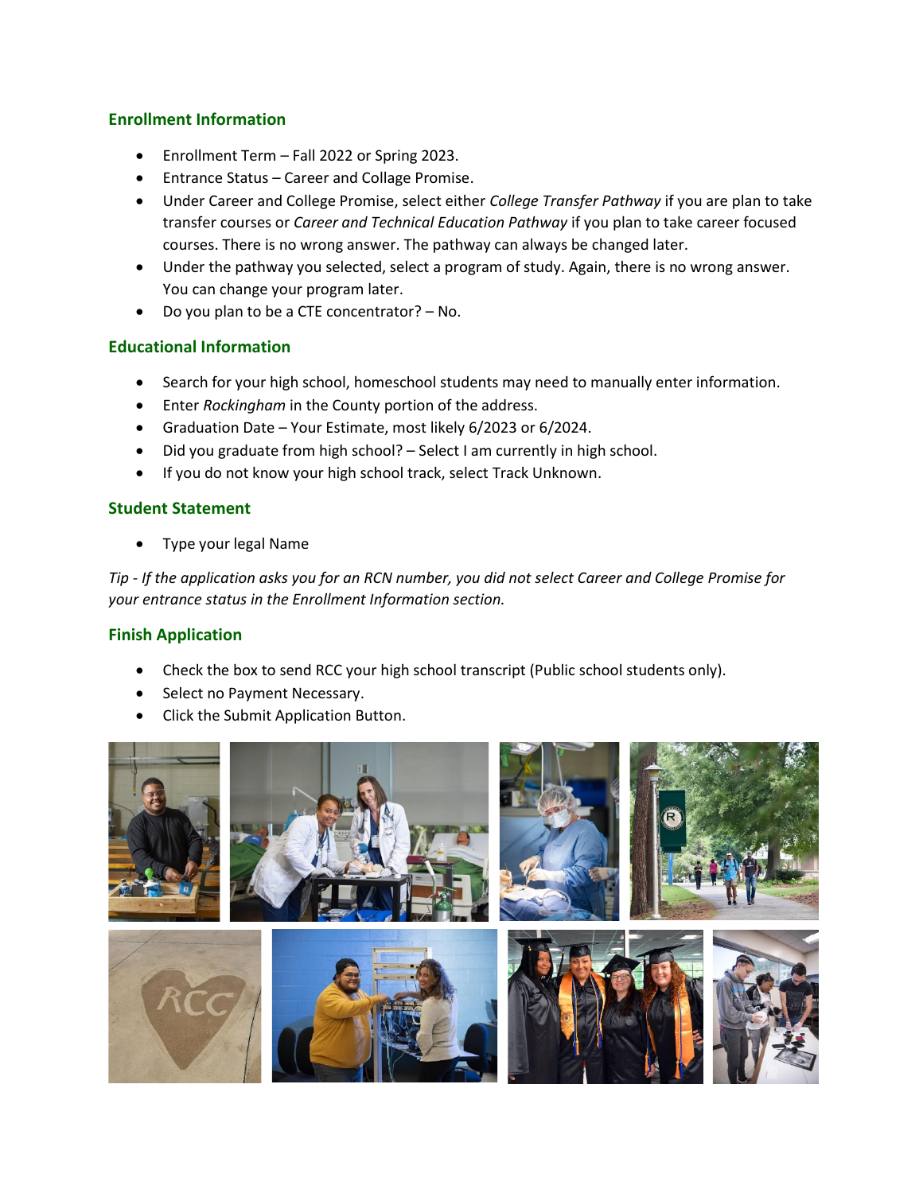## Enrollment Information

- Enrollment Term – Fall 2022 or Spring 2023.
- Entrance Status – Career and Collage Promise.
- Under Career and College Promise, select either *College Transfer Pathway* if you are plan to take transfer courses or *Career and Technical Education Pathway* if you plan to take career focused courses. There is no wrong answer. The pathway can always be changed later.
- Under the pathway you selected, select a program of study. Again, there is no wrong answer. You can change your program later.
- Do you plan to be a CTE concentrator? – No.

## Educational Information

- Search for your high school, homeschool students may need to manually enter information.
- Enter *Rockingham* in the County portion of the address.
- Graduation Date – Your Estimate, most likely 6/2023 or 6/2024.
- Did you graduate from high school? – Select I am currently in high school.
- If you do not know your high school track, select Track Unknown.

## Student Statement

- Type your legal Name

*Tip - If the application asks you for an RCN number, you did not select Career and College Promise for your entrance status in the Enrollment Information section.*

## Finish Application

- Check the box to send RCC your high school transcript (Public school students only).
- Select no Payment Necessary.
- Click the Submit Application Button.